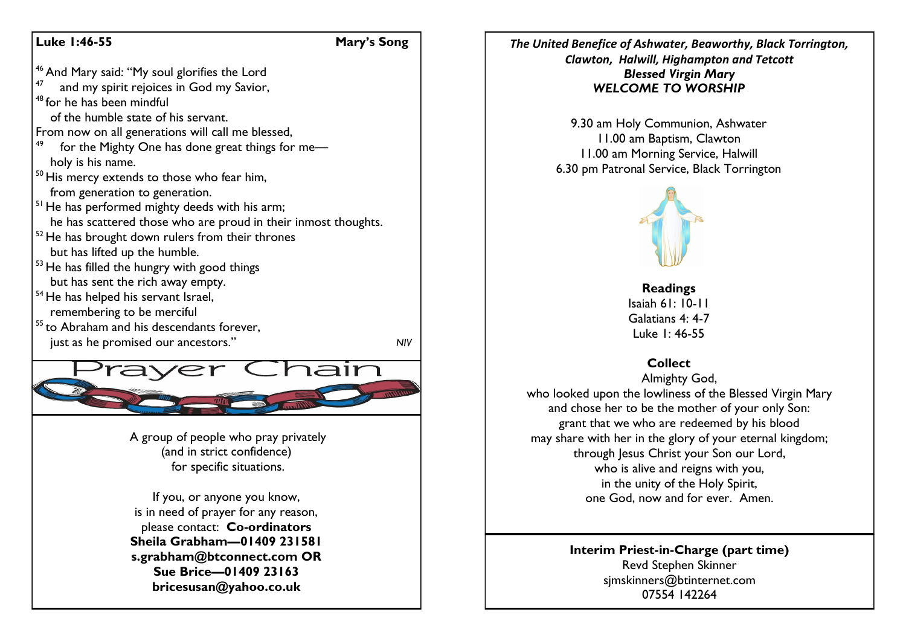**Luke 1:46-55** **Mary's Song**

[46] And Mary said: "My soul glorifies the Lord
[47] and my spirit rejoices in God my Savior,
[48] for he has been mindful
of the humble state of his servant.
From now on all generations will call me blessed,
[49] for the Mighty One has done great things for me—
holy is his name.
[50] His mercy extends to those who fear him,
from generation to generation.
[51] He has performed mighty deeds with his arm;
he has scattered those who are proud in their inmost thoughts.
[52] He has brought down rulers from their thrones
but has lifted up the humble.
[53] He has filled the hungry with good things
but has sent the rich away empty.
[54] He has helped his servant Israel,
remembering to be merciful
[55] to Abraham and his descendants forever,
just as he promised our ancestors."

*NIV*

## Prayer Chain

A group of people who pray privately
(and in strict confidence)
for specific situations.

If you, or anyone you know,
is in need of prayer for any reason,
please contact: **Co-ordinators**
**Sheila Grabham—01409 231581**
**s.grabham@btconnect.com OR**
**Sue Brice—01409 23163**
**bricesusan@yahoo.co.uk**

***The United Benefice of Ashwater, Beaworthy, Black Torrington, Clawton, Halwill, Highampton and Tetcott***
***Blessed Virgin Mary***
***WELCOME TO WORSHIP***

9.30 am Holy Communion, Ashwater
11.00 am Baptism, Clawton
11.00 am Morning Service, Halwill
6.30 pm Patronal Service, Black Torrington

**Readings**
Isaiah 61: 10-11
Galatians 4: 4-7
Luke 1: 46-55

**Collect**
Almighty God,
who looked upon the lowliness of the Blessed Virgin Mary
and chose her to be the mother of your only Son:
grant that we who are redeemed by his blood
may share with her in the glory of your eternal kingdom;
through Jesus Christ your Son our Lord,
who is alive and reigns with you,
in the unity of the Holy Spirit,
one God, now and for ever. Amen.

**Interim Priest-in-Charge (part time)**
Revd Stephen Skinner
sjmskinners@btinternet.com
07554 142264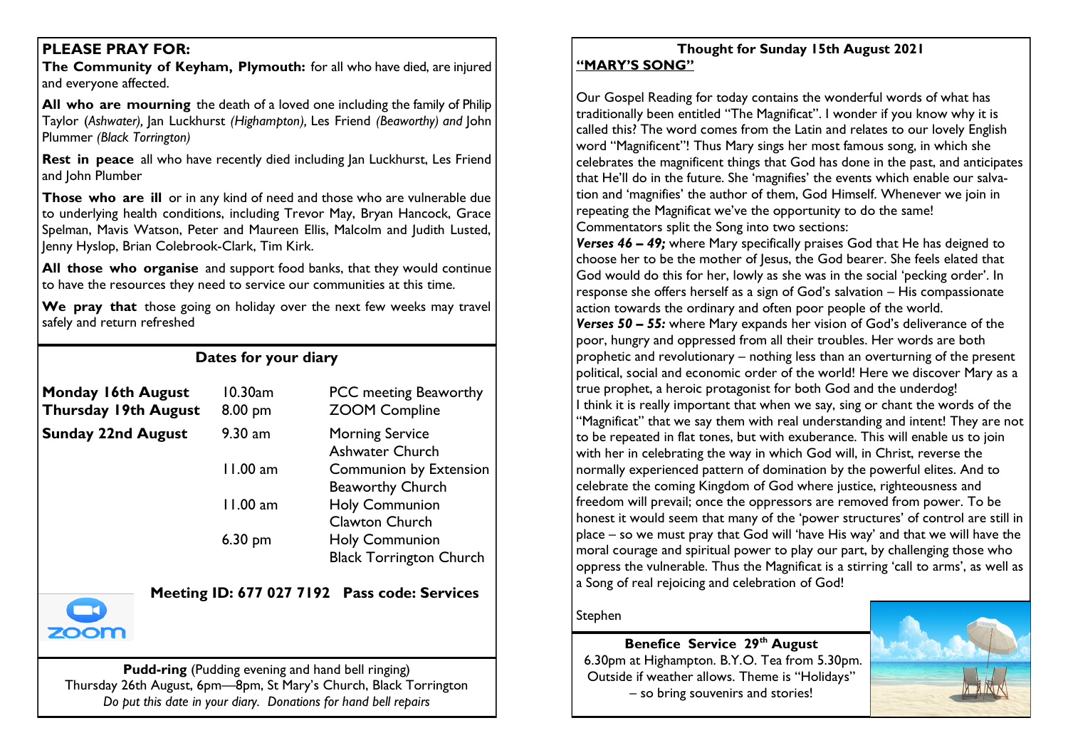## PLEASE PRAY FOR:

**The Community of Keyham, Plymouth:** for all who have died, are injured and everyone affected.

**All who are mourning** the death of a loved one including the family of Philip Taylor (*Ashwater),* Jan Luckhurst *(Highampton),* Les Friend *(Beaworthy) and* John Plummer *(Black Torrington)*

**Rest in peace** all who have recently died including Jan Luckhurst, Les Friend and John Plumber

**Those who are ill** or in any kind of need and those who are vulnerable due to underlying health conditions, including Trevor May, Bryan Hancock, Grace Spelman, Mavis Watson, Peter and Maureen Ellis, Malcolm and Judith Lusted, Jenny Hyslop, Brian Colebrook-Clark, Tim Kirk.

**All those who organise** and support food banks, that they would continue to have the resources they need to service our communities at this time.

**We pray that** those going on holiday over the next few weeks may travel safely and return refreshed

### Dates for your diary

| | | |
|---|---|---|
| **Monday 16th August** | 10.30am | PCC meeting Beaworthy |
| **Thursday 19th August** | 8.00 pm | ZOOM Compline |
| **Sunday 22nd August** | 9.30 am | Morning Service Ashwater Church |
| | 11.00 am | Communion by Extension Beaworthy Church |
| | 11.00 am | Holy Communion Clawton Church |
| | 6.30 pm | Holy Communion Black Torrington Church |

**Meeting ID: 677 027 7192 Pass code: Services**

**Pudd-ring** (Pudding evening and hand bell ringing)
Thursday 26th August, 6pm—8pm, St Mary's Church, Black Torrington
*Do put this date in your diary. Donations for hand bell repairs*

## Thought for Sunday 15th August 2021

**"MARY'S SONG"**

Our Gospel Reading for today contains the wonderful words of what has traditionally been entitled "The Magnificat". I wonder if you know why it is called this? The word comes from the Latin and relates to our lovely English word "Magnificent"! Thus Mary sings her most famous song, in which she celebrates the magnificent things that God has done in the past, and anticipates that He'll do in the future. She 'magnifies' the events which enable our salvation and 'magnifies' the author of them, God Himself. Whenever we join in repeating the Magnificat we've the opportunity to do the same!

Commentators split the Song into two sections:

***Verses 46 – 49;*** where Mary specifically praises God that He has deigned to choose her to be the mother of Jesus, the God bearer. She feels elated that God would do this for her, lowly as she was in the social 'pecking order'. In response she offers herself as a sign of God's salvation – His compassionate action towards the ordinary and often poor people of the world.

***Verses 50 – 55:*** where Mary expands her vision of God's deliverance of the poor, hungry and oppressed from all their troubles. Her words are both prophetic and revolutionary – nothing less than an overturning of the present political, social and economic order of the world! Here we discover Mary as a true prophet, a heroic protagonist for both God and the underdog!

I think it is really important that when we say, sing or chant the words of the "Magnificat" that we say them with real understanding and intent! They are not to be repeated in flat tones, but with exuberance. This will enable us to join with her in celebrating the way in which God will, in Christ, reverse the normally experienced pattern of domination by the powerful elites. And to celebrate the coming Kingdom of God where justice, righteousness and freedom will prevail; once the oppressors are removed from power. To be honest it would seem that many of the 'power structures' of control are still in place – so we must pray that God will 'have His way' and that we will have the moral courage and spiritual power to play our part, by challenging those who oppress the vulnerable. Thus the Magnificat is a stirring 'call to arms', as well as a Song of real rejoicing and celebration of God!

Stephen

**Benefice Service 29th August**
6.30pm at Highampton. B.Y.O. Tea from 5.30pm. Outside if weather allows. Theme is "Holidays" – so bring souvenirs and stories!